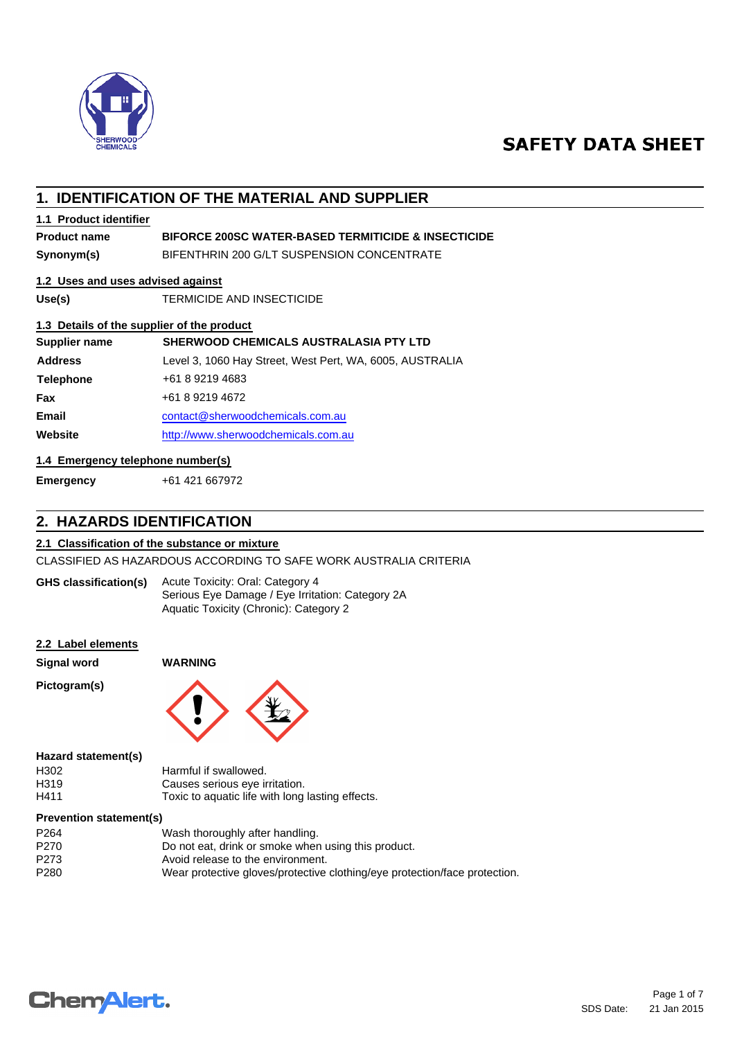# SAFETY DATA SHEET

## 1. IDENTIFICATION OF THE MATERIAL AND SUPPLIER

### 1.1 Product identifier

| | |
|---|---|
| **Product name** | **BIFORCE 200SC WATER-BASED TERMITICIDE & INSECTICIDE** |
| **Synonym(s)** | BIFENTHRIN 200 G/LT SUSPENSION CONCENTRATE |

### 1.2 Uses and uses advised against

| | |
|---|---|
| **Use(s)** | TERMICIDE AND INSECTICIDE |

### 1.3 Details of the supplier of the product

| | |
|---|---|
| **Supplier name** | **SHERWOOD CHEMICALS AUSTRALASIA PTY LTD** |
| **Address** | Level 3, 1060 Hay Street, West Pert, WA, 6005, AUSTRALIA |
| **Telephone** | +61 8 9219 4683 |
| **Fax** | +61 8 9219 4672 |
| **Email** | contact@sherwoodchemicals.com.au |
| **Website** | http://www.sherwoodchemicals.com.au |

### 1.4 Emergency telephone number(s)

| | |
|---|---|
| **Emergency** | +61 421 667972 |

## 2. HAZARDS IDENTIFICATION

### 2.1 Classification of the substance or mixture

CLASSIFIED AS HAZARDOUS ACCORDING TO SAFE WORK AUSTRALIA CRITERIA

**GHS classification(s)**
Acute Toxicity: Oral: Category 4
Serious Eye Damage / Eye Irritation: Category 2A
Aquatic Toxicity (Chronic): Category 2

### 2.2 Label elements

| | |
|---|---|
| **Signal word** | **WARNING** |
| **Pictogram(s)** | |

**Hazard statement(s)**

| | |
|---|---|
| H302 | Harmful if swallowed. |
| H319 | Causes serious eye irritation. |
| H411 | Toxic to aquatic life with long lasting effects. |

**Prevention statement(s)**

| | |
|---|---|
| P264 | Wash thoroughly after handling. |
| P270 | Do not eat, drink or smoke when using this product. |
| P273 | Avoid release to the environment. |
| P280 | Wear protective gloves/protective clothing/eye protection/face protection. |

SDS Date: 21 Jan 2015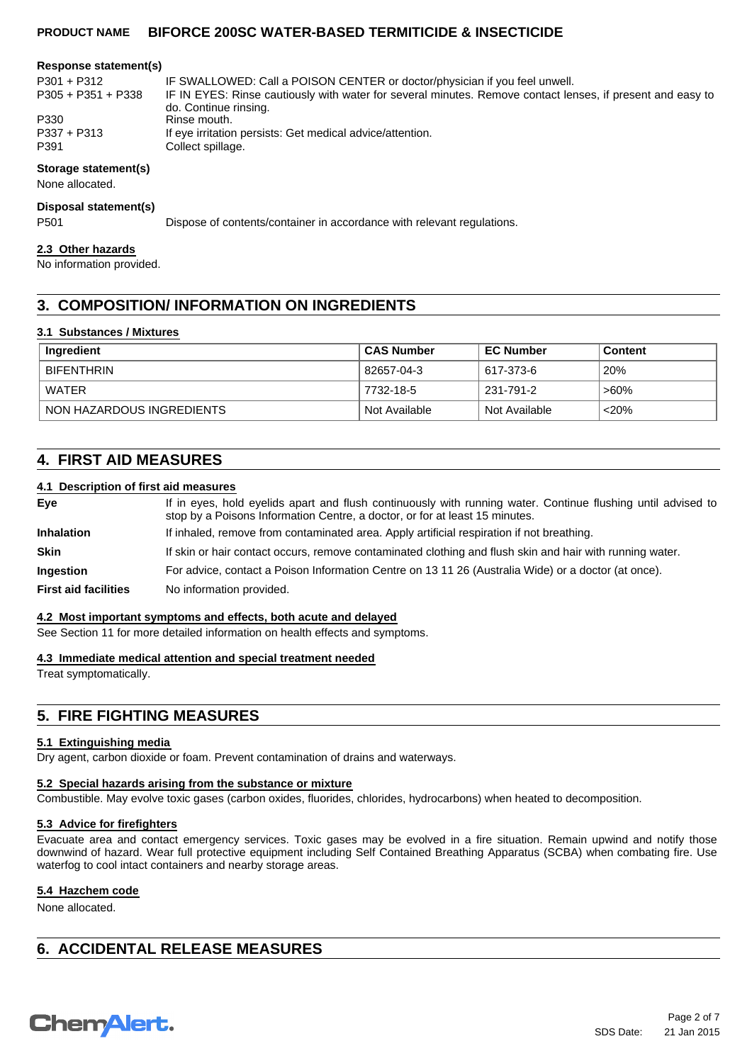**Response statement(s)**

| | |
|---|---|
| P301 + P312 | IF SWALLOWED: Call a POISON CENTER or doctor/physician if you feel unwell. |
| P305 + P351 + P338 | IF IN EYES: Rinse cautiously with water for several minutes. Remove contact lenses, if present and easy to do. Continue rinsing. |
| P330 | Rinse mouth. |
| P337 + P313 | If eye irritation persists: Get medical advice/attention. |
| P391 | Collect spillage. |

**Storage statement(s)**

None allocated.

**Disposal statement(s)**

P501 Dispose of contents/container in accordance with relevant regulations.

### 2.3 Other hazards

No information provided.

## 3. COMPOSITION/ INFORMATION ON INGREDIENTS

### 3.1 Substances / Mixtures

| Ingredient | CAS Number | EC Number | Content |
|---|---|---|---|
| BIFENTHRIN | 82657-04-3 | 617-373-6 | 20% |
| WATER | 7732-18-5 | 231-791-2 | >60% |
| NON HAZARDOUS INGREDIENTS | Not Available | Not Available | <20% |

## 4. FIRST AID MEASURES

### 4.1 Description of first aid measures

| | |
|---|---|
| **Eye** | If in eyes, hold eyelids apart and flush continuously with running water. Continue flushing until advised to stop by a Poisons Information Centre, a doctor, or for at least 15 minutes. |
| **Inhalation** | If inhaled, remove from contaminated area. Apply artificial respiration if not breathing. |
| **Skin** | If skin or hair contact occurs, remove contaminated clothing and flush skin and hair with running water. |
| **Ingestion** | For advice, contact a Poison Information Centre on 13 11 26 (Australia Wide) or a doctor (at once). |
| **First aid facilities** | No information provided. |

### 4.2 Most important symptoms and effects, both acute and delayed

See Section 11 for more detailed information on health effects and symptoms.

### 4.3 Immediate medical attention and special treatment needed

Treat symptomatically.

## 5. FIRE FIGHTING MEASURES

### 5.1 Extinguishing media

Dry agent, carbon dioxide or foam. Prevent contamination of drains and waterways.

### 5.2 Special hazards arising from the substance or mixture

Combustible. May evolve toxic gases (carbon oxides, fluorides, chlorides, hydrocarbons) when heated to decomposition.

### 5.3 Advice for firefighters

Evacuate area and contact emergency services. Toxic gases may be evolved in a fire situation. Remain upwind and notify those downwind of hazard. Wear full protective equipment including Self Contained Breathing Apparatus (SCBA) when combating fire. Use waterfog to cool intact containers and nearby storage areas.

### 5.4 Hazchem code

None allocated.

## 6. ACCIDENTAL RELEASE MEASURES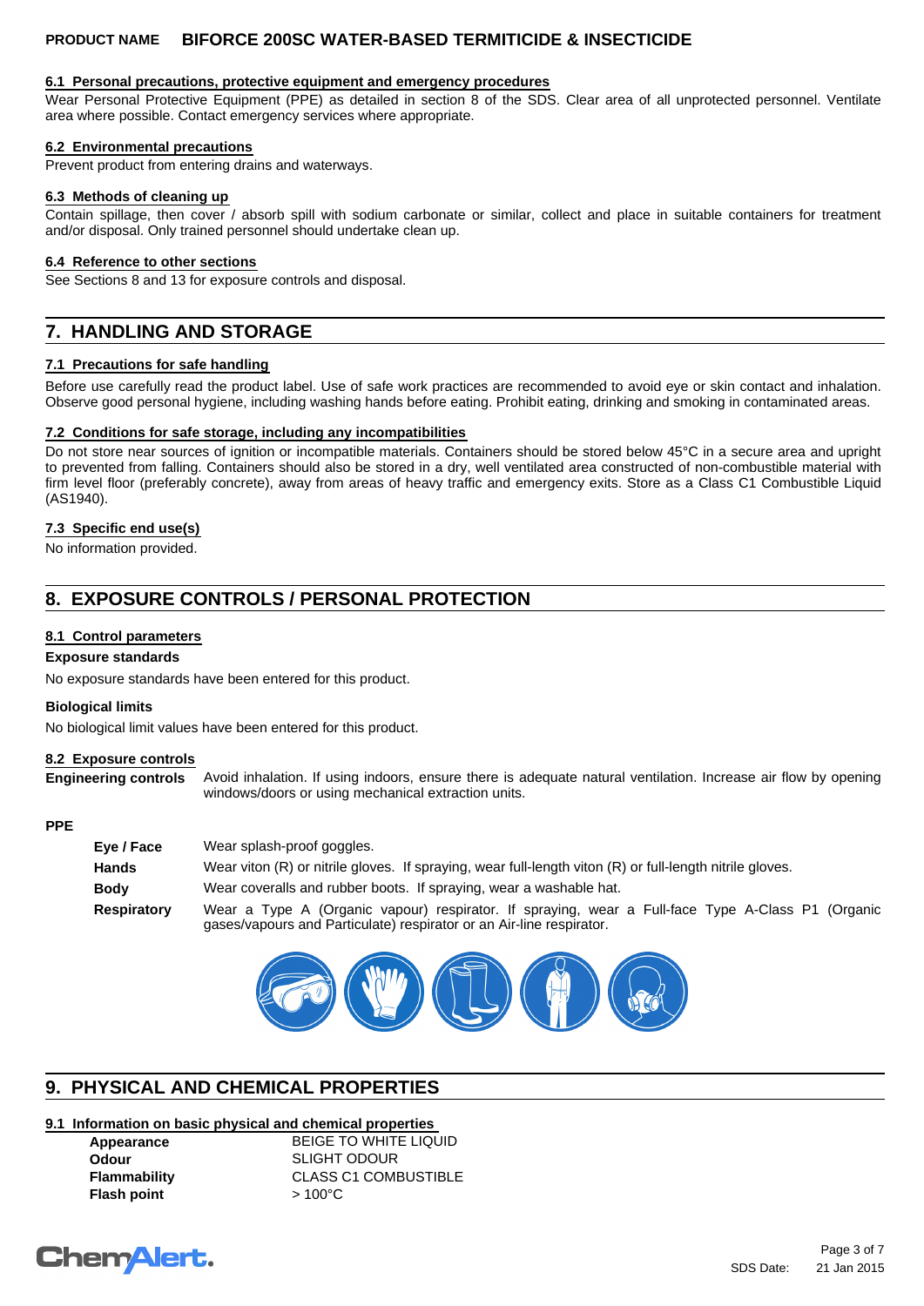### 6.1 Personal precautions, protective equipment and emergency procedures

Wear Personal Protective Equipment (PPE) as detailed in section 8 of the SDS. Clear area of all unprotected personnel. Ventilate area where possible. Contact emergency services where appropriate.

### 6.2 Environmental precautions

Prevent product from entering drains and waterways.

### 6.3 Methods of cleaning up

Contain spillage, then cover / absorb spill with sodium carbonate or similar, collect and place in suitable containers for treatment and/or disposal. Only trained personnel should undertake clean up.

### 6.4 Reference to other sections

See Sections 8 and 13 for exposure controls and disposal.

## 7. HANDLING AND STORAGE

### 7.1 Precautions for safe handling

Before use carefully read the product label. Use of safe work practices are recommended to avoid eye or skin contact and inhalation. Observe good personal hygiene, including washing hands before eating. Prohibit eating, drinking and smoking in contaminated areas.

### 7.2 Conditions for safe storage, including any incompatibilities

Do not store near sources of ignition or incompatible materials. Containers should be stored below 45°C in a secure area and upright to prevented from falling. Containers should also be stored in a dry, well ventilated area constructed of non-combustible material with firm level floor (preferably concrete), away from areas of heavy traffic and emergency exits. Store as a Class C1 Combustible Liquid (AS1940).

### 7.3 Specific end use(s)

No information provided.

## 8. EXPOSURE CONTROLS / PERSONAL PROTECTION

### 8.1 Control parameters

**Exposure standards**

No exposure standards have been entered for this product.

**Biological limits**

No biological limit values have been entered for this product.

### 8.2 Exposure controls

**Engineering controls** Avoid inhalation. If using indoors, ensure there is adequate natural ventilation. Increase air flow by opening windows/doors or using mechanical extraction units.

**PPE**

| | |
|---|---|
| **Eye / Face** | Wear splash-proof goggles. |
| **Hands** | Wear viton (R) or nitrile gloves. If spraying, wear full-length viton (R) or full-length nitrile gloves. |
| **Body** | Wear coveralls and rubber boots. If spraying, wear a washable hat. |
| **Respiratory** | Wear a Type A (Organic vapour) respirator. If spraying, wear a Full-face Type A-Class P1 (Organic gases/vapours and Particulate) respirator or an Air-line respirator. |

## 9. PHYSICAL AND CHEMICAL PROPERTIES

### 9.1 Information on basic physical and chemical properties

| | |
|---|---|
| **Appearance** | BEIGE TO WHITE LIQUID |
| **Odour** | SLIGHT ODOUR |
| **Flammability** | CLASS C1 COMBUSTIBLE |
| **Flash point** | > 100°C |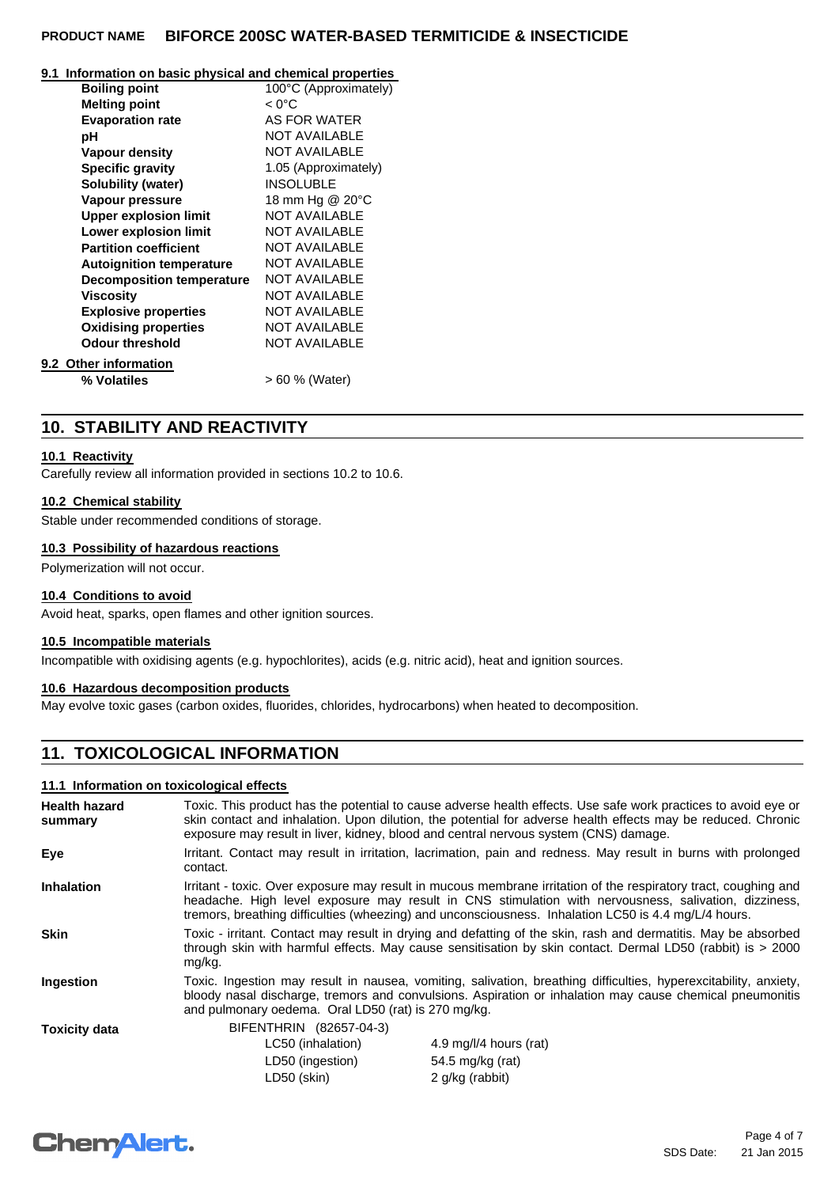### 9.1 Information on basic physical and chemical properties

| Property | Value |
|---|---|
| **Boiling point** | 100°C (Approximately) |
| **Melting point** | < 0°C |
| **Evaporation rate** | AS FOR WATER |
| **pH** | NOT AVAILABLE |
| **Vapour density** | NOT AVAILABLE |
| **Specific gravity** | 1.05 (Approximately) |
| **Solubility (water)** | INSOLUBLE |
| **Vapour pressure** | 18 mm Hg @ 20°C |
| **Upper explosion limit** | NOT AVAILABLE |
| **Lower explosion limit** | NOT AVAILABLE |
| **Partition coefficient** | NOT AVAILABLE |
| **Autoignition temperature** | NOT AVAILABLE |
| **Decomposition temperature** | NOT AVAILABLE |
| **Viscosity** | NOT AVAILABLE |
| **Explosive properties** | NOT AVAILABLE |
| **Oxidising properties** | NOT AVAILABLE |
| **Odour threshold** | NOT AVAILABLE |

### 9.2 Other information

| Property | Value |
|---|---|
| **% Volatiles** | > 60 % (Water) |

## 10. STABILITY AND REACTIVITY

### 10.1 Reactivity

Carefully review all information provided in sections 10.2 to 10.6.

### 10.2 Chemical stability

Stable under recommended conditions of storage.

### 10.3 Possibility of hazardous reactions

Polymerization will not occur.

### 10.4 Conditions to avoid

Avoid heat, sparks, open flames and other ignition sources.

### 10.5 Incompatible materials

Incompatible with oxidising agents (e.g. hypochlorites), acids (e.g. nitric acid), heat and ignition sources.

### 10.6 Hazardous decomposition products

May evolve toxic gases (carbon oxides, fluorides, chlorides, hydrocarbons) when heated to decomposition.

## 11. TOXICOLOGICAL INFORMATION

### 11.1 Information on toxicological effects

**Health hazard summary**
Toxic. This product has the potential to cause adverse health effects. Use safe work practices to avoid eye or skin contact and inhalation. Upon dilution, the potential for adverse health effects may be reduced. Chronic exposure may result in liver, kidney, blood and central nervous system (CNS) damage.

**Eye**
Irritant. Contact may result in irritation, lacrimation, pain and redness. May result in burns with prolonged contact.

**Inhalation**
Irritant - toxic. Over exposure may result in mucous membrane irritation of the respiratory tract, coughing and headache. High level exposure may result in CNS stimulation with nervousness, salivation, dizziness, tremors, breathing difficulties (wheezing) and unconsciousness. Inhalation LC50 is 4.4 mg/L/4 hours.

**Skin**
Toxic - irritant. Contact may result in drying and defatting of the skin, rash and dermatitis. May be absorbed through skin with harmful effects. May cause sensitisation by skin contact. Dermal LD50 (rabbit) is > 2000 mg/kg.

**Ingestion**
Toxic. Ingestion may result in nausea, vomiting, salivation, breathing difficulties, hyperexcitability, anxiety, bloody nasal discharge, tremors and convulsions. Aspiration or inhalation may cause chemical pneumonitis and pulmonary oedema. Oral LD50 (rat) is 270 mg/kg.

**Toxicity data**

BIFENTHRIN (82657-04-3)

| Test | Value |
|---|---|
| LC50 (inhalation) | 4.9 mg/l/4 hours (rat) |
| LD50 (ingestion) | 54.5 mg/kg (rat) |
| LD50 (skin) | 2 g/kg (rabbit) |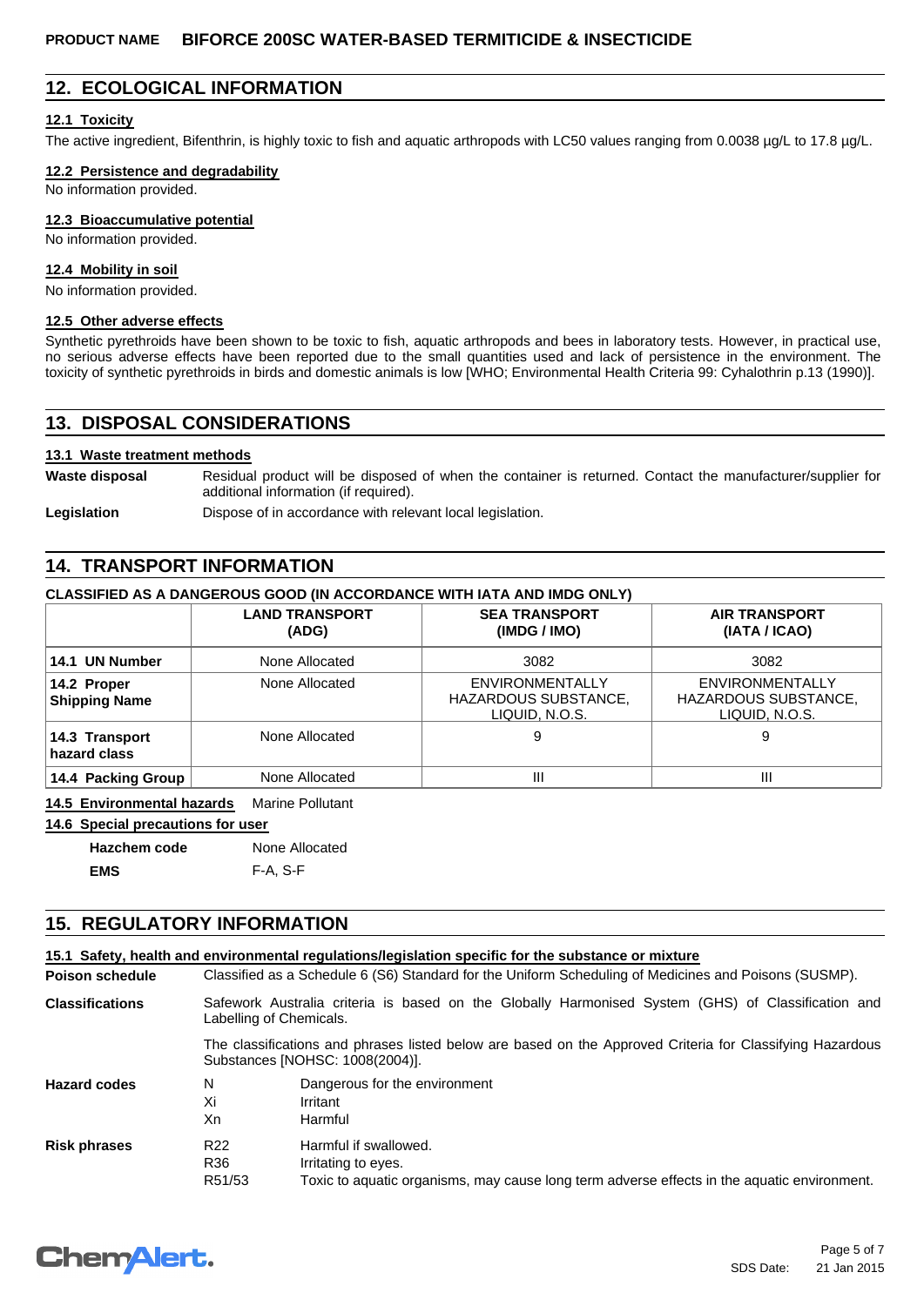## 12. ECOLOGICAL INFORMATION

### 12.1 Toxicity

The active ingredient, Bifenthrin, is highly toxic to fish and aquatic arthropods with LC50 values ranging from 0.0038 µg/L to 17.8 µg/L.

### 12.2 Persistence and degradability

No information provided.

### 12.3 Bioaccumulative potential

No information provided.

### 12.4 Mobility in soil

No information provided.

### 12.5 Other adverse effects

Synthetic pyrethroids have been shown to be toxic to fish, aquatic arthropods and bees in laboratory tests. However, in practical use, no serious adverse effects have been reported due to the small quantities used and lack of persistence in the environment. The toxicity of synthetic pyrethroids in birds and domestic animals is low [WHO; Environmental Health Criteria 99: Cyhalothrin p.13 (1990)].

## 13. DISPOSAL CONSIDERATIONS

### 13.1 Waste treatment methods

**Waste disposal** Residual product will be disposed of when the container is returned. Contact the manufacturer/supplier for additional information (if required).

**Legislation** Dispose of in accordance with relevant local legislation.

## 14. TRANSPORT INFORMATION

**CLASSIFIED AS A DANGEROUS GOOD (IN ACCORDANCE WITH IATA AND IMDG ONLY)**

| | LAND TRANSPORT (ADG) | SEA TRANSPORT (IMDG / IMO) | AIR TRANSPORT (IATA / ICAO) |
|---|---|---|---|
| **14.1 UN Number** | None Allocated | 3082 | 3082 |
| **14.2 Proper Shipping Name** | None Allocated | ENVIRONMENTALLY HAZARDOUS SUBSTANCE, LIQUID, N.O.S. | ENVIRONMENTALLY HAZARDOUS SUBSTANCE, LIQUID, N.O.S. |
| **14.3 Transport hazard class** | None Allocated | 9 | 9 |
| **14.4 Packing Group** | None Allocated | III | III |

**14.5 Environmental hazards** Marine Pollutant

**14.6 Special precautions for user**

**Hazchem code** None Allocated

**EMS** F-A, S-F

## 15. REGULATORY INFORMATION

### 15.1 Safety, health and environmental regulations/legislation specific for the substance or mixture

**Poison schedule** Classified as a Schedule 6 (S6) Standard for the Uniform Scheduling of Medicines and Poisons (SUSMP).

**Classifications** Safework Australia criteria is based on the Globally Harmonised System (GHS) of Classification and Labelling of Chemicals.

The classifications and phrases listed below are based on the Approved Criteria for Classifying Hazardous Substances [NOHSC: 1008(2004)].

**Hazard codes**

- N — Dangerous for the environment
- Xi — Irritant
- Xn — Harmful

**Risk phrases**

- R22 — Harmful if swallowed.
- R36 — Irritating to eyes.
- R51/53 — Toxic to aquatic organisms, may cause long term adverse effects in the aquatic environment.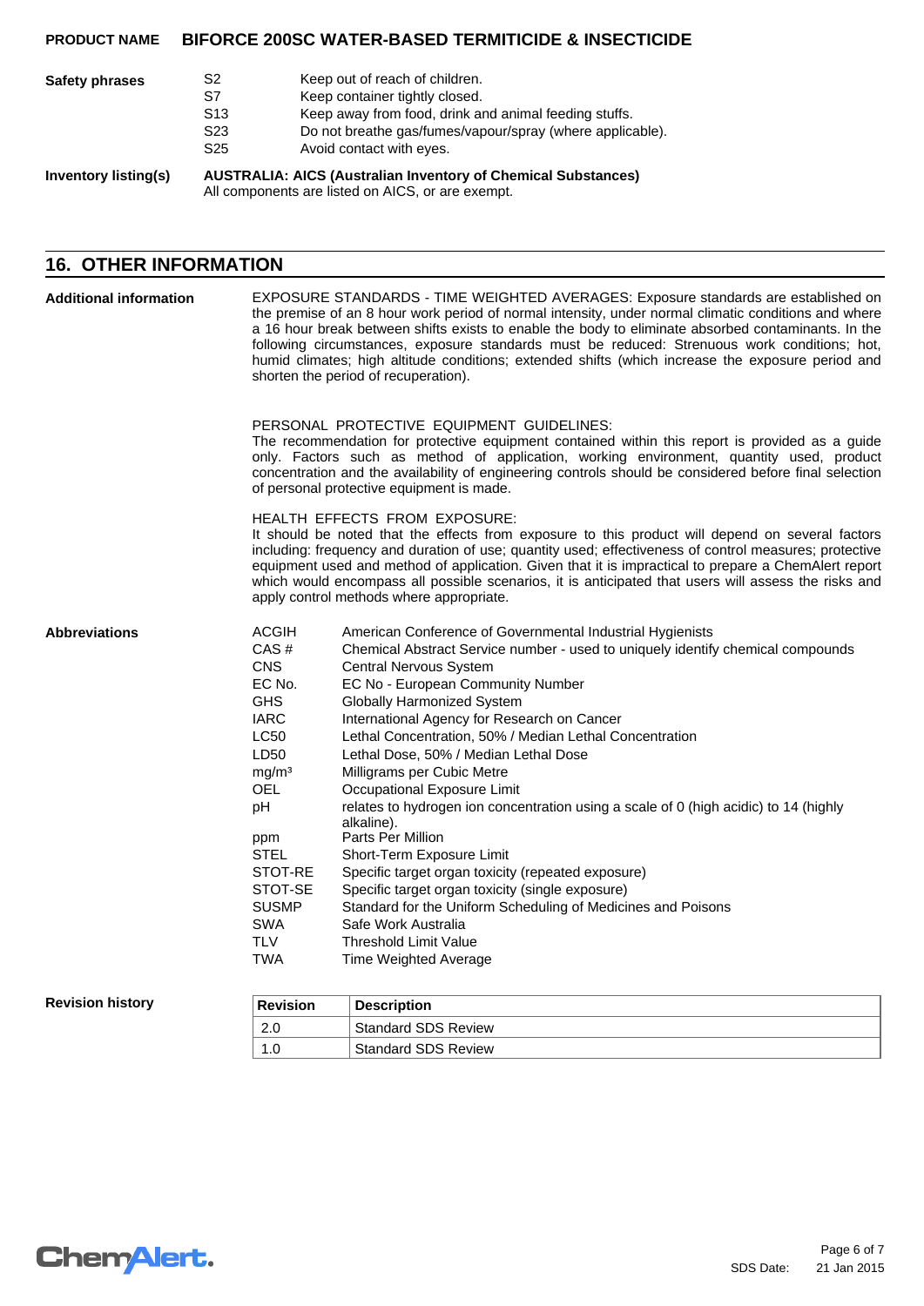**Safety phrases**

| | |
|---|---|
| S2 | Keep out of reach of children. |
| S7 | Keep container tightly closed. |
| S13 | Keep away from food, drink and animal feeding stuffs. |
| S23 | Do not breathe gas/fumes/vapour/spray (where applicable). |
| S25 | Avoid contact with eyes. |

**Inventory listing(s)**

**AUSTRALIA: AICS (Australian Inventory of Chemical Substances)**
All components are listed on AICS, or are exempt.

## 16. OTHER INFORMATION

**Additional information**

EXPOSURE STANDARDS - TIME WEIGHTED AVERAGES: Exposure standards are established on the premise of an 8 hour work period of normal intensity, under normal climatic conditions and where a 16 hour break between shifts exists to enable the body to eliminate absorbed contaminants. In the following circumstances, exposure standards must be reduced: Strenuous work conditions; hot, humid climates; high altitude conditions; extended shifts (which increase the exposure period and shorten the period of recuperation).

PERSONAL PROTECTIVE EQUIPMENT GUIDELINES:
The recommendation for protective equipment contained within this report is provided as a guide only. Factors such as method of application, working environment, quantity used, product concentration and the availability of engineering controls should be considered before final selection of personal protective equipment is made.

HEALTH EFFECTS FROM EXPOSURE:
It should be noted that the effects from exposure to this product will depend on several factors including: frequency and duration of use; quantity used; effectiveness of control measures; protective equipment used and method of application. Given that it is impractical to prepare a ChemAlert report which would encompass all possible scenarios, it is anticipated that users will assess the risks and apply control methods where appropriate.

**Abbreviations**

| | |
|---|---|
| ACGIH | American Conference of Governmental Industrial Hygienists |
| CAS # | Chemical Abstract Service number - used to uniquely identify chemical compounds |
| CNS | Central Nervous System |
| EC No. | EC No - European Community Number |
| GHS | Globally Harmonized System |
| IARC | International Agency for Research on Cancer |
| LC50 | Lethal Concentration, 50% / Median Lethal Concentration |
| LD50 | Lethal Dose, 50% / Median Lethal Dose |
| $mg/m^3$ | Milligrams per Cubic Metre |
| OEL | Occupational Exposure Limit |
| pH | relates to hydrogen ion concentration using a scale of 0 (high acidic) to 14 (highly alkaline). |
| ppm | Parts Per Million |
| STEL | Short-Term Exposure Limit |
| STOT-RE | Specific target organ toxicity (repeated exposure) |
| STOT-SE | Specific target organ toxicity (single exposure) |
| SUSMP | Standard for the Uniform Scheduling of Medicines and Poisons |
| SWA | Safe Work Australia |
| TLV | Threshold Limit Value |
| TWA | Time Weighted Average |

**Revision history**

| Revision | Description |
|---|---|
| 2.0 | Standard SDS Review |
| 1.0 | Standard SDS Review |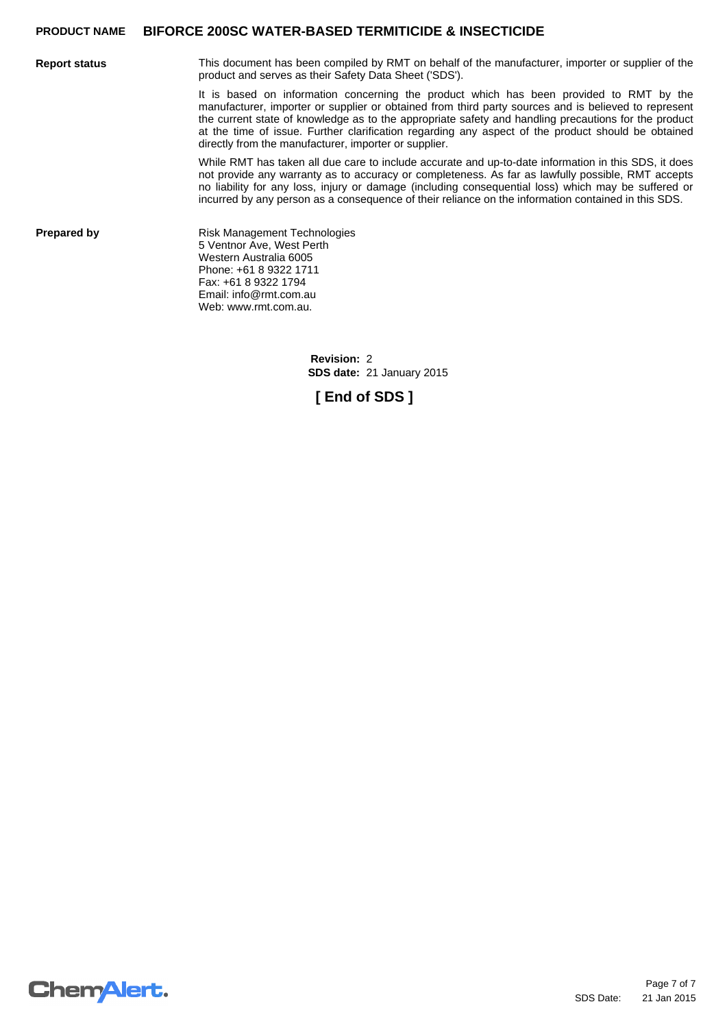**Report status**

This document has been compiled by RMT on behalf of the manufacturer, importer or supplier of the product and serves as their Safety Data Sheet ('SDS').

It is based on information concerning the product which has been provided to RMT by the manufacturer, importer or supplier or obtained from third party sources and is believed to represent the current state of knowledge as to the appropriate safety and handling precautions for the product at the time of issue. Further clarification regarding any aspect of the product should be obtained directly from the manufacturer, importer or supplier.

While RMT has taken all due care to include accurate and up-to-date information in this SDS, it does not provide any warranty as to accuracy or completeness. As far as lawfully possible, RMT accepts no liability for any loss, injury or damage (including consequential loss) which may be suffered or incurred by any person as a consequence of their reliance on the information contained in this SDS.

**Prepared by**

Risk Management Technologies
5 Ventnor Ave, West Perth
Western Australia 6005
Phone: +61 8 9322 1711
Fax: +61 8 9322 1794
Email: info@rmt.com.au
Web: www.rmt.com.au.

**Revision:** 2
**SDS date:** 21 January 2015

**[ End of SDS ]**